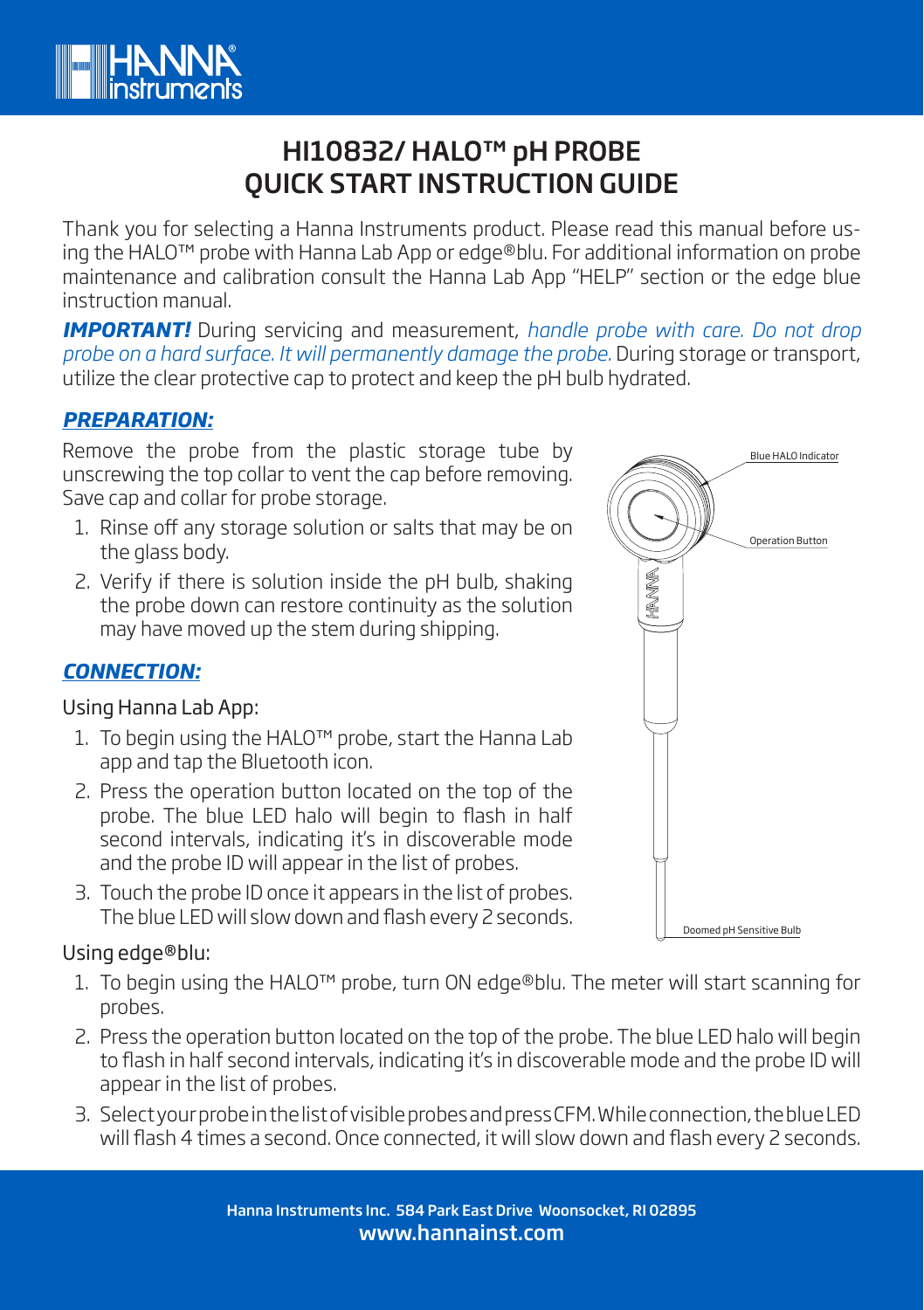# HI10832/ HALO™ pH PROBE QUICK START INSTRUCTION GUIDE

Thank you for selecting a Hanna Instruments product. Please read this manual before using the HALO™ probe with Hanna Lab App or edge®blu. For additional information on probe maintenance and calibration consult the Hanna Lab App "HELP" section or the edge blue instruction manual.

***IMPORTANT!*** During servicing and measurement, *handle probe with care. Do not drop probe on a hard surface. It will permanently damage the probe.* During storage or transport, utilize the clear protective cap to protect and keep the pH bulb hydrated.

## ***PREPARATION:***

Remove the probe from the plastic storage tube by unscrewing the top collar to vent the cap before removing. Save cap and collar for probe storage.

1. Rinse off any storage solution or salts that may be on the glass body.
2. Verify if there is solution inside the pH bulb, shaking the probe down can restore continuity as the solution may have moved up the stem during shipping.

Blue HALO Indicator

Operation Button

Doomed pH Sensitive Bulb

## ***CONNECTION:***

Using Hanna Lab App:

1. To begin using the HALO™ probe, start the Hanna Lab app and tap the Bluetooth icon.
2. Press the operation button located on the top of the probe. The blue LED halo will begin to flash in half second intervals, indicating it's in discoverable mode and the probe ID will appear in the list of probes.
3. Touch the probe ID once it appears in the list of probes. The blue LED will slow down and flash every 2 seconds.

Using edge®blu:

1. To begin using the HALO™ probe, turn ON edge®blu. The meter will start scanning for probes.
2. Press the operation button located on the top of the probe. The blue LED halo will begin to flash in half second intervals, indicating it's in discoverable mode and the probe ID will appear in the list of probes.
3. Select your probe in the list of visible probes and press CFM. While connection, the blue LED will flash 4 times a second. Once connected, it will slow down and flash every 2 seconds.

Hanna Instruments Inc. 584 Park East Drive Woonsocket, RI 02895
www.hannainst.com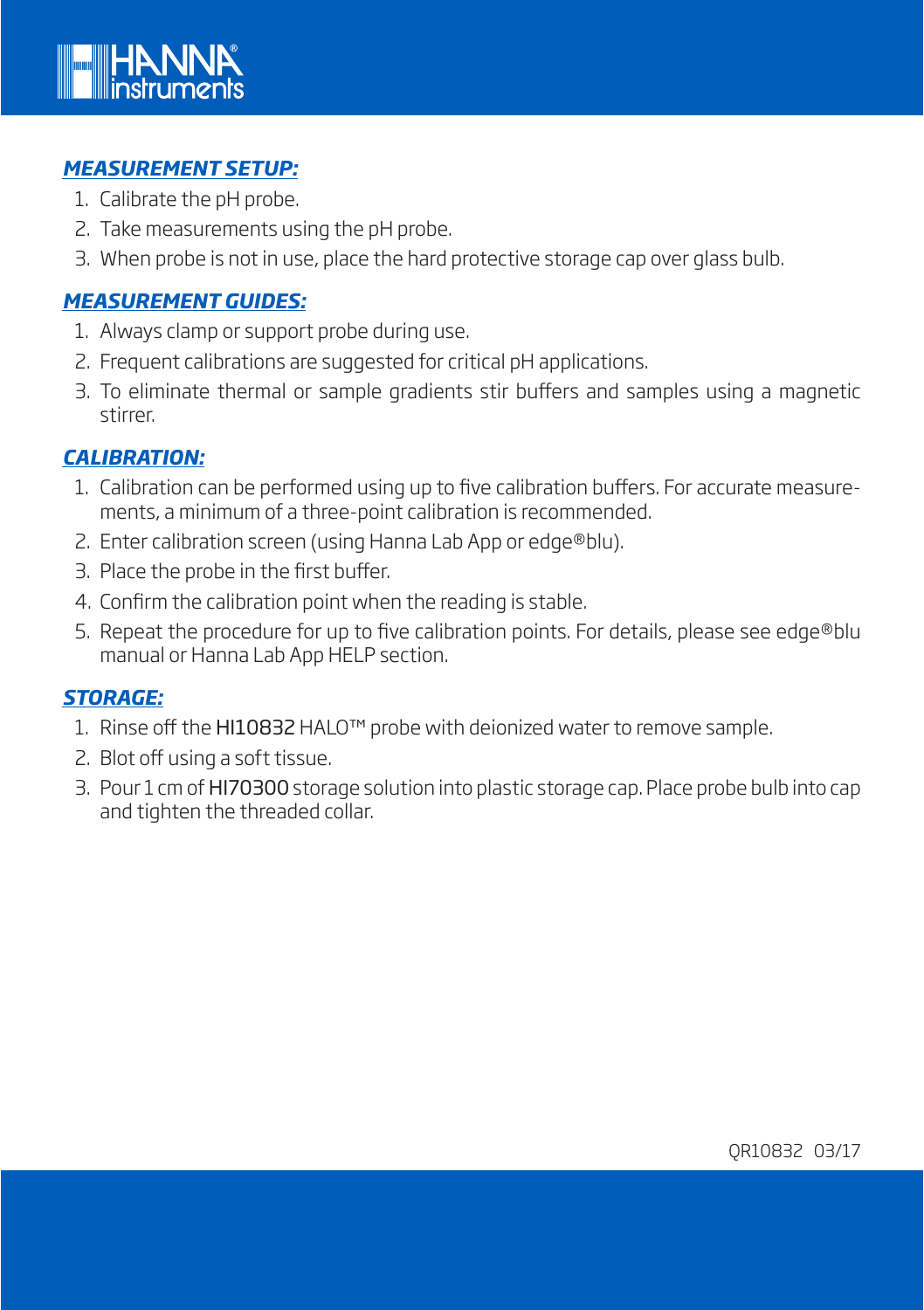### ***MEASUREMENT SETUP:***

1. Calibrate the pH probe.
2. Take measurements using the pH probe.
3. When probe is not in use, place the hard protective storage cap over glass bulb.

### ***MEASUREMENT GUIDES:***

1. Always clamp or support probe during use.
2. Frequent calibrations are suggested for critical pH applications.
3. To eliminate thermal or sample gradients stir buffers and samples using a magnetic stirrer.

### ***CALIBRATION:***

1. Calibration can be performed using up to five calibration buffers. For accurate measurements, a minimum of a three-point calibration is recommended.
2. Enter calibration screen (using Hanna Lab App or edge®blu).
3. Place the probe in the first buffer.
4. Confirm the calibration point when the reading is stable.
5. Repeat the procedure for up to five calibration points. For details, please see edge®blu manual or Hanna Lab App HELP section.

### ***STORAGE:***

1. Rinse off the HI10832 HALO™ probe with deionized water to remove sample.
2. Blot off using a soft tissue.
3. Pour 1 cm of HI70300 storage solution into plastic storage cap. Place probe bulb into cap and tighten the threaded collar.

QR10832 03/17